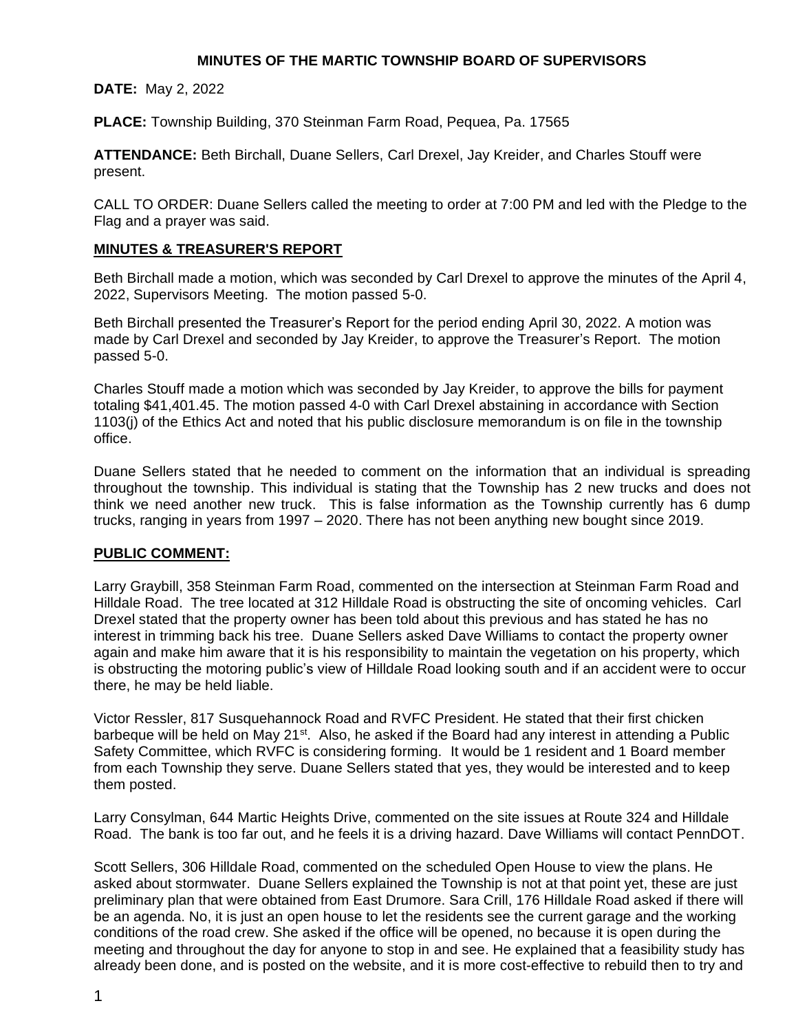# MINUTES OF THE MARTIC TOWNSHIP BOARD OF SUPERVISORS

**DATE:** May 2, 2022

**PLACE:** Township Building, 370 Steinman Farm Road, Pequea, Pa. 17565

**ATTENDANCE:** Beth Birchall, Duane Sellers, Carl Drexel, Jay Kreider, and Charles Stouff were present.

CALL TO ORDER: Duane Sellers called the meeting to order at 7:00 PM and led with the Pledge to the Flag and a prayer was said.

## MINUTES & TREASURER'S REPORT

Beth Birchall made a motion, which was seconded by Carl Drexel to approve the minutes of the April 4, 2022, Supervisors Meeting. The motion passed 5-0.

Beth Birchall presented the Treasurer's Report for the period ending April 30, 2022. A motion was made by Carl Drexel and seconded by Jay Kreider, to approve the Treasurer's Report. The motion passed 5-0.

Charles Stouff made a motion which was seconded by Jay Kreider, to approve the bills for payment totaling $41,401.45. The motion passed 4-0 with Carl Drexel abstaining in accordance with Section 1103(j) of the Ethics Act and noted that his public disclosure memorandum is on file in the township office.

Duane Sellers stated that he needed to comment on the information that an individual is spreading throughout the township. This individual is stating that the Township has 2 new trucks and does not think we need another new truck. This is false information as the Township currently has 6 dump trucks, ranging in years from 1997 – 2020. There has not been anything new bought since 2019.

## PUBLIC COMMENT:

Larry Graybill, 358 Steinman Farm Road, commented on the intersection at Steinman Farm Road and Hilldale Road. The tree located at 312 Hilldale Road is obstructing the site of oncoming vehicles. Carl Drexel stated that the property owner has been told about this previous and has stated he has no interest in trimming back his tree. Duane Sellers asked Dave Williams to contact the property owner again and make him aware that it is his responsibility to maintain the vegetation on his property, which is obstructing the motoring public's view of Hilldale Road looking south and if an accident were to occur there, he may be held liable.

Victor Ressler, 817 Susquehannock Road and RVFC President. He stated that their first chicken barbeque will be held on May 21st. Also, he asked if the Board had any interest in attending a Public Safety Committee, which RVFC is considering forming. It would be 1 resident and 1 Board member from each Township they serve. Duane Sellers stated that yes, they would be interested and to keep them posted.

Larry Consylman, 644 Martic Heights Drive, commented on the site issues at Route 324 and Hilldale Road. The bank is too far out, and he feels it is a driving hazard. Dave Williams will contact PennDOT.

Scott Sellers, 306 Hilldale Road, commented on the scheduled Open House to view the plans. He asked about stormwater. Duane Sellers explained the Township is not at that point yet, these are just preliminary plan that were obtained from East Drumore. Sara Crill, 176 Hilldale Road asked if there will be an agenda. No, it is just an open house to let the residents see the current garage and the working conditions of the road crew. She asked if the office will be opened, no because it is open during the meeting and throughout the day for anyone to stop in and see. He explained that a feasibility study has already been done, and is posted on the website, and it is more cost-effective to rebuild then to try and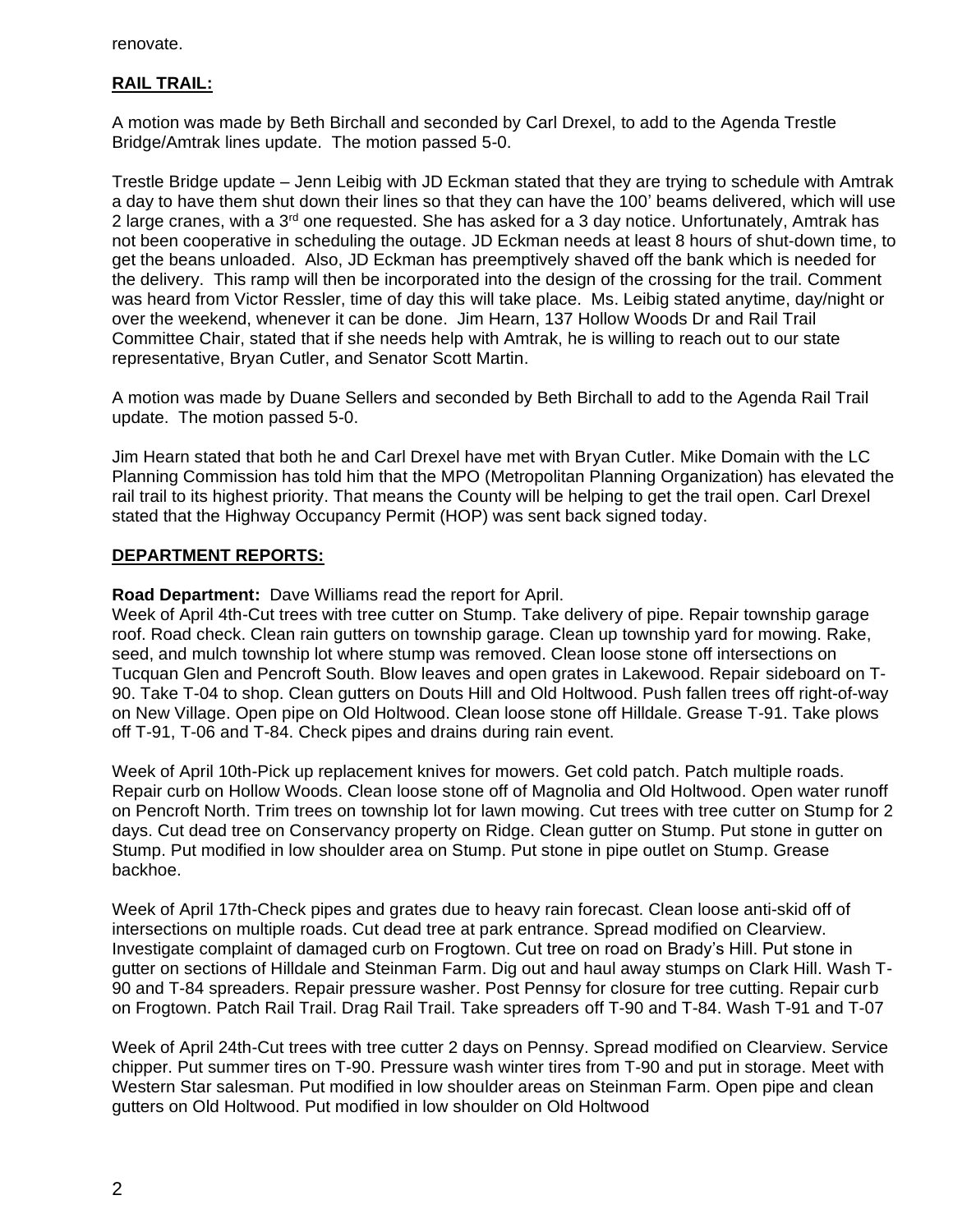renovate.

**RAIL TRAIL:**

A motion was made by Beth Birchall and seconded by Carl Drexel, to add to the Agenda Trestle Bridge/Amtrak lines update. The motion passed 5-0.

Trestle Bridge update – Jenn Leibig with JD Eckman stated that they are trying to schedule with Amtrak a day to have them shut down their lines so that they can have the 100' beams delivered, which will use 2 large cranes, with a 3rd one requested. She has asked for a 3 day notice. Unfortunately, Amtrak has not been cooperative in scheduling the outage. JD Eckman needs at least 8 hours of shut-down time, to get the beans unloaded. Also, JD Eckman has preemptively shaved off the bank which is needed for the delivery. This ramp will then be incorporated into the design of the crossing for the trail. Comment was heard from Victor Ressler, time of day this will take place. Ms. Leibig stated anytime, day/night or over the weekend, whenever it can be done. Jim Hearn, 137 Hollow Woods Dr and Rail Trail Committee Chair, stated that if she needs help with Amtrak, he is willing to reach out to our state representative, Bryan Cutler, and Senator Scott Martin.

A motion was made by Duane Sellers and seconded by Beth Birchall to add to the Agenda Rail Trail update. The motion passed 5-0.

Jim Hearn stated that both he and Carl Drexel have met with Bryan Cutler. Mike Domain with the LC Planning Commission has told him that the MPO (Metropolitan Planning Organization) has elevated the rail trail to its highest priority. That means the County will be helping to get the trail open. Carl Drexel stated that the Highway Occupancy Permit (HOP) was sent back signed today.

**DEPARTMENT REPORTS:**

**Road Department:** Dave Williams read the report for April.
Week of April 4th-Cut trees with tree cutter on Stump. Take delivery of pipe. Repair township garage roof. Road check. Clean rain gutters on township garage. Clean up township yard for mowing. Rake, seed, and mulch township lot where stump was removed. Clean loose stone off intersections on Tucquan Glen and Pencroft South. Blow leaves and open grates in Lakewood. Repair sideboard on T-90. Take T-04 to shop. Clean gutters on Douts Hill and Old Holtwood. Push fallen trees off right-of-way on New Village. Open pipe on Old Holtwood. Clean loose stone off Hilldale. Grease T-91. Take plows off T-91, T-06 and T-84. Check pipes and drains during rain event.

Week of April 10th-Pick up replacement knives for mowers. Get cold patch. Patch multiple roads. Repair curb on Hollow Woods. Clean loose stone off of Magnolia and Old Holtwood. Open water runoff on Pencroft North. Trim trees on township lot for lawn mowing. Cut trees with tree cutter on Stump for 2 days. Cut dead tree on Conservancy property on Ridge. Clean gutter on Stump. Put stone in gutter on Stump. Put modified in low shoulder area on Stump. Put stone in pipe outlet on Stump. Grease backhoe.

Week of April 17th-Check pipes and grates due to heavy rain forecast. Clean loose anti-skid off of intersections on multiple roads. Cut dead tree at park entrance. Spread modified on Clearview. Investigate complaint of damaged curb on Frogtown. Cut tree on road on Brady's Hill. Put stone in gutter on sections of Hilldale and Steinman Farm. Dig out and haul away stumps on Clark Hill. Wash T-90 and T-84 spreaders. Repair pressure washer. Post Pennsy for closure for tree cutting. Repair curb on Frogtown. Patch Rail Trail. Drag Rail Trail. Take spreaders off T-90 and T-84. Wash T-91 and T-07

Week of April 24th-Cut trees with tree cutter 2 days on Pennsy. Spread modified on Clearview. Service chipper. Put summer tires on T-90. Pressure wash winter tires from T-90 and put in storage. Meet with Western Star salesman. Put modified in low shoulder areas on Steinman Farm. Open pipe and clean gutters on Old Holtwood. Put modified in low shoulder on Old Holtwood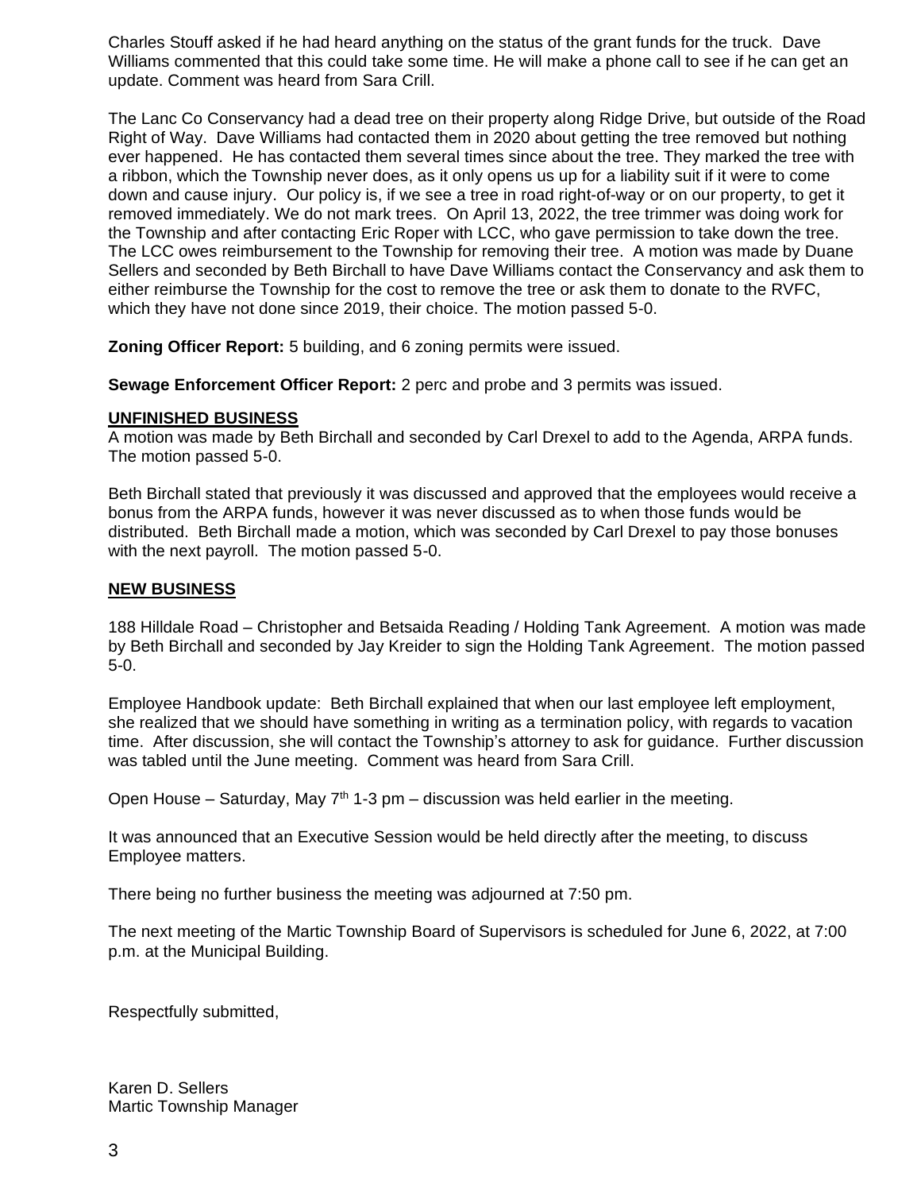Charles Stouff asked if he had heard anything on the status of the grant funds for the truck. Dave Williams commented that this could take some time. He will make a phone call to see if he can get an update. Comment was heard from Sara Crill.

The Lanc Co Conservancy had a dead tree on their property along Ridge Drive, but outside of the Road Right of Way. Dave Williams had contacted them in 2020 about getting the tree removed but nothing ever happened. He has contacted them several times since about the tree. They marked the tree with a ribbon, which the Township never does, as it only opens us up for a liability suit if it were to come down and cause injury. Our policy is, if we see a tree in road right-of-way or on our property, to get it removed immediately. We do not mark trees. On April 13, 2022, the tree trimmer was doing work for the Township and after contacting Eric Roper with LCC, who gave permission to take down the tree. The LCC owes reimbursement to the Township for removing their tree. A motion was made by Duane Sellers and seconded by Beth Birchall to have Dave Williams contact the Conservancy and ask them to either reimburse the Township for the cost to remove the tree or ask them to donate to the RVFC, which they have not done since 2019, their choice. The motion passed 5-0.

**Zoning Officer Report:** 5 building, and 6 zoning permits were issued.

**Sewage Enforcement Officer Report:** 2 perc and probe and 3 permits was issued.

## UNFINISHED BUSINESS

A motion was made by Beth Birchall and seconded by Carl Drexel to add to the Agenda, ARPA funds. The motion passed 5-0.

Beth Birchall stated that previously it was discussed and approved that the employees would receive a bonus from the ARPA funds, however it was never discussed as to when those funds would be distributed. Beth Birchall made a motion, which was seconded by Carl Drexel to pay those bonuses with the next payroll. The motion passed 5-0.

## NEW BUSINESS

188 Hilldale Road – Christopher and Betsaida Reading / Holding Tank Agreement. A motion was made by Beth Birchall and seconded by Jay Kreider to sign the Holding Tank Agreement. The motion passed 5-0.

Employee Handbook update: Beth Birchall explained that when our last employee left employment, she realized that we should have something in writing as a termination policy, with regards to vacation time. After discussion, she will contact the Township's attorney to ask for guidance. Further discussion was tabled until the June meeting. Comment was heard from Sara Crill.

Open House – Saturday, May 7th 1-3 pm – discussion was held earlier in the meeting.

It was announced that an Executive Session would be held directly after the meeting, to discuss Employee matters.

There being no further business the meeting was adjourned at 7:50 pm.

The next meeting of the Martic Township Board of Supervisors is scheduled for June 6, 2022, at 7:00 p.m. at the Municipal Building.

Respectfully submitted,

Karen D. Sellers
Martic Township Manager